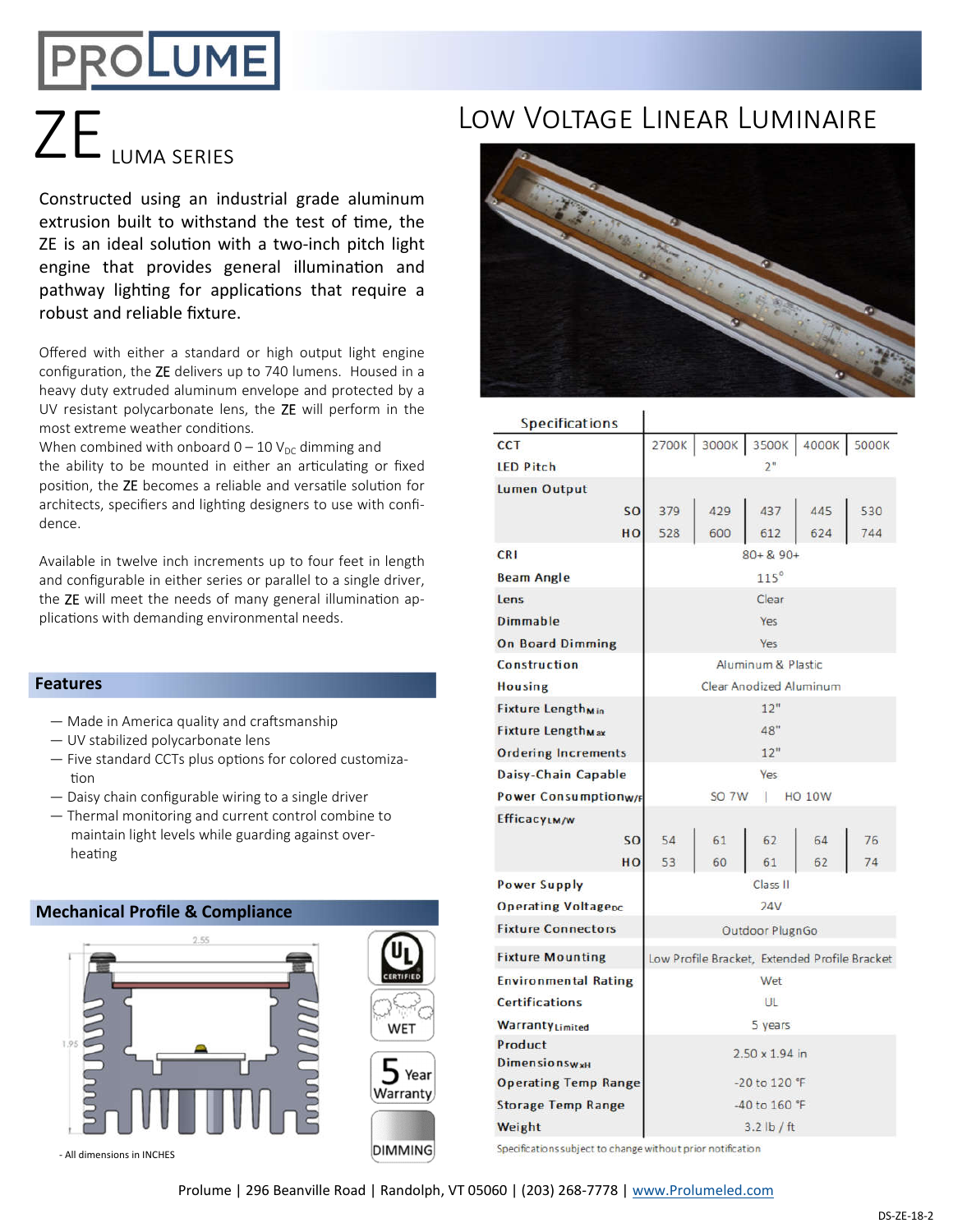# ZE LUMA SERIES

## Low Voltage Linear Luminaire

Constructed using an industrial grade aluminum extrusion built to withstand the test of time, the ZE is an ideal solution with a two-inch pitch light engine that provides general illumination and pathway lighting for applications that require a robust and reliable fixture.

Offered with either a standard or high output light engine configuration, the **ZE** delivers up to 740 lumens. Housed in a heavy duty extruded aluminum envelope and protected by a UV resistant polycarbonate lens, the **ZE** will perform in the most extreme weather conditions.
When combined with onboard 0 – 10 $V_{DC}$ dimming and the ability to be mounted in either an articulating or fixed position, the **ZE** becomes a reliable and versatile solution for architects, specifiers and lighting designers to use with confidence.

Available in twelve inch increments up to four feet in length and configurable in either series or parallel to a single driver, the **ZE** will meet the needs of many general illumination applications with demanding environmental needs.

## Features

- Made in America quality and craftsmanship
- UV stabilized polycarbonate lens
- Five standard CCTs plus options for colored customization
- Daisy chain configurable wiring to a single driver
- Thermal monitoring and current control combine to maintain light levels while guarding against overheating

## Mechanical Profile & Compliance

2.55

1.95

- All dimensions in INCHES

UL CERTIFIED | WET | 5 Year Warranty | DIMMING

## Specifications

| Specifications | | 2700K | 3000K | 3500K | 4000K | 5000K |
|---|---|---|---|---|---|---|
| CCT | | 2700K | 3000K | 3500K | 4000K | 5000K |
| LED Pitch | | 2" | | | | |
| Lumen Output | SO | 379 | 429 | 437 | 445 | 530 |
| | HO | 528 | 600 | 612 | 624 | 744 |
| CRI | | 80+ & 90+ | | | | |
| Beam Angle | | 115° | | | | |
| Lens | | Clear | | | | |
| Dimmable | | Yes | | | | |
| On Board Dimming | | Yes | | | | |
| Construction | | Aluminum & Plastic | | | | |
| Housing | | Clear Anodized Aluminum | | | | |
| Fixture Length Min | | 12" | | | | |
| Fixture Length Max | | 48" | | | | |
| Ordering Increments | | 12" | | | | |
| Daisy-Chain Capable | | Yes | | | | |
| Power Consumption W/F | | SO 7W \| HO 10W | | | | |
| Efficacy LM/W | SO | 54 | 61 | 62 | 64 | 76 |
| | HO | 53 | 60 | 61 | 62 | 74 |
| Power Supply | | Class II | | | | |
| Operating Voltage DC | | 24V | | | | |
| Fixture Connectors | | Outdoor PlugnGo | | | | |
| Fixture Mounting | | Low Profile Bracket, Extended Profile Bracket | | | | |
| Environmental Rating | | Wet | | | | |
| Certifications | | UL | | | | |
| Warranty Limited | | 5 years | | | | |
| Product Dimensions WxH | | 2.50 x 1.94 in | | | | |
| Operating Temp Range | | -20 to 120 °F | | | | |
| Storage Temp Range | | -40 to 160 °F | | | | |
| Weight | | 3.2 lb / ft | | | | |

Specifications subject to change without prior notification

Prolume | 296 Beanville Road | Randolph, VT 05060 | (203) 268-7778 | www.Prolumeled.com

DS-ZE-18-2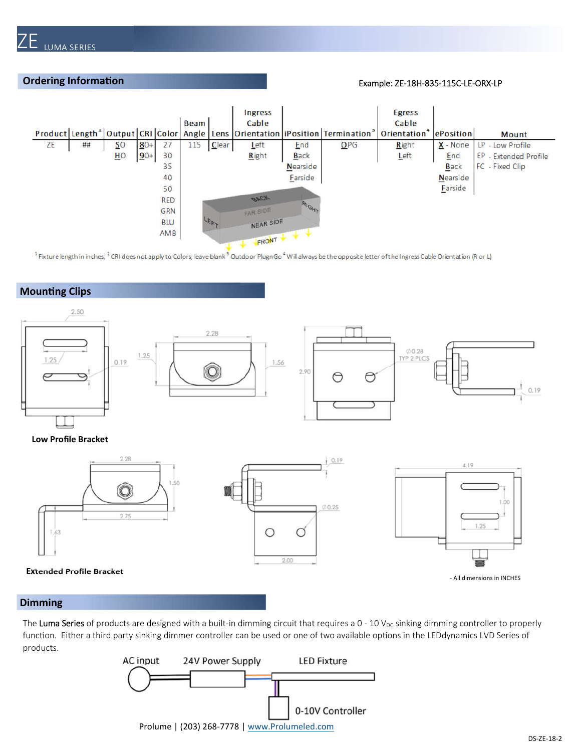# ZE LUMA SERIES

## Ordering Information

Example: ZE-18H-835-115C-LE-ORX-LP

| Product | Length[1] | Output | CRI | Color | Beam Angle | Lens | Ingress Cable Orientation | iPosition | Termination[3] | Egress Cable Orientation[4] | ePosition | Mount |
|---|---|---|---|---|---|---|---|---|---|---|---|---|
| ZE | ## | SO | 80+ | 27 | 115 | Clear | Left | End | OPG | Right | X - None | LP - Low Profile |
| | | HO | 90+ | 30 | | | Right | Back | | Left | End | EP - Extended Profile |
| | | | | 35 | | | | Nearside | | | Back | FC - Fixed Clip |
| | | | | 40 | | | | Farside | | | Nearside | |
| | | | | 50 | | | | | | | Farside | |
| | | | | RED | | | | | | | | |
| | | | | GRN | | | | | | | | |
| | | | | BLU | | | | | | | | |
| | | | | AMB | | | | | | | | |

BACK
FAR SIDE
RIGHT
LEFT
NEAR SIDE
FRONT

[1] Fixture length in inches, [2] CRI does not apply to Colors; leave blank [3] Outdoor PlugnGo [4] Will always be the opposite letter of the Ingress Cable Orientation (R or L)

## Mounting Clips

2.50
1.25
0.19
2.28
1.25
1.56
2.90
∅0.28
TYP 2 PLCS
0.19

**Low Profile Bracket**

2.28
1.50
2.75
1.63
0.19
∅0.25
2.00
4.19
1.00
1.25

**Extended Profile Bracket**

- All dimensions in INCHES

## Dimming

The Luma Series of products are designed with a built-in dimming circuit that requires a 0 - 10 $V_{DC}$ sinking dimming controller to properly function. Either a third party sinking dimmer controller can be used or one of two available options in the LEDdynamics LVD Series of products.

AC input
24V Power Supply
LED Fixture
0-10V Controller

Prolume | (203) 268-7778 | www.Prolumeled.com

DS-ZE-18-2